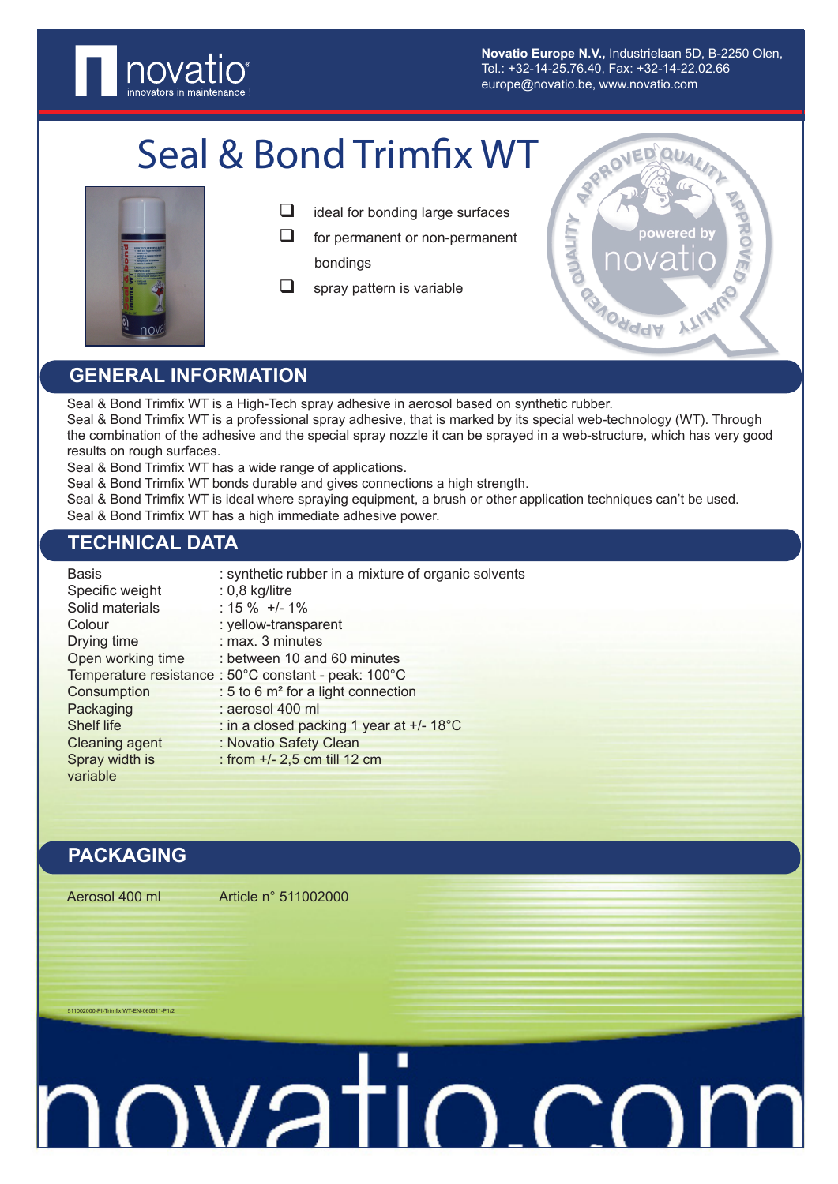Novatio Europe N.V., Industrielaan 5D, B-2250 Olen,
Tel.: +32-14-25.76.40, Fax: +32-14-22.02.66
europe@novatio.be, www.novatio.com

# Seal & Bond Trimfix WT

- ideal for bonding large surfaces
- for permanent or non-permanent bondings
- spray pattern is variable

## GENERAL INFORMATION

Seal & Bond Trimfix WT is a High-Tech spray adhesive in aerosol based on synthetic rubber.
Seal & Bond Trimfix WT is a professional spray adhesive, that is marked by its special web-technology (WT). Through the combination of the adhesive and the special spray nozzle it can be sprayed in a web-structure, which has very good results on rough surfaces.
Seal & Bond Trimfix WT has a wide range of applications.
Seal & Bond Trimfix WT bonds durable and gives connections a high strength.
Seal & Bond Trimfix WT is ideal where spraying equipment, a brush or other application techniques can't be used.
Seal & Bond Trimfix WT has a high immediate adhesive power.

## TECHNICAL DATA

| | |
|---|---|
| Basis | : synthetic rubber in a mixture of organic solvents |
| Specific weight | : 0,8 kg/litre |
| Solid materials | : 15 % +/- 1% |
| Colour | : yellow-transparent |
| Drying time | : max. 3 minutes |
| Open working time | : between 10 and 60 minutes |
| Temperature resistance | : 50°C constant - peak: 100°C |
| Consumption | : 5 to 6 m² for a light connection |
| Packaging | : aerosol 400 ml |
| Shelf life | : in a closed packing 1 year at +/- 18°C |
| Cleaning agent | : Novatio Safety Clean |
| Spray width is variable | : from +/- 2,5 cm till 12 cm |

## PACKAGING

| | |
|---|---|
| Aerosol 400 ml | Article n° 511002000 |

511002000-PI-Trimfix WT-EN-060511-P1/2

novatio.com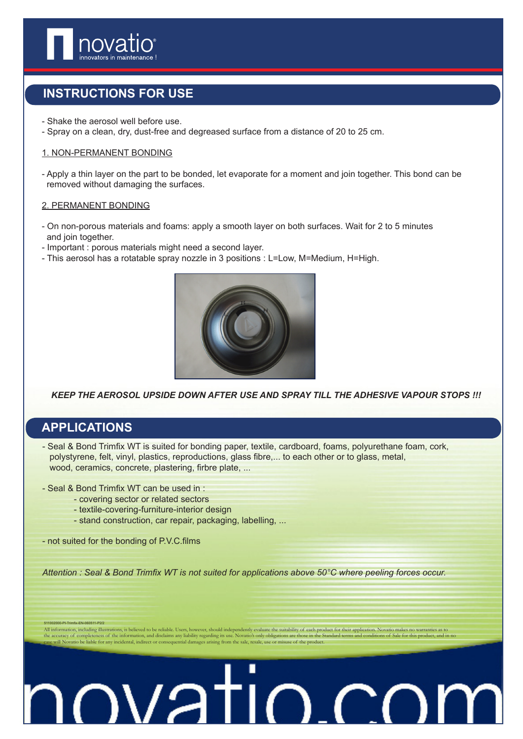## INSTRUCTIONS FOR USE

- Shake the aerosol well before use.
- Spray on a clean, dry, dust-free and degreased surface from a distance of 20 to 25 cm.

1. NON-PERMANENT BONDING

- Apply a thin layer on the part to be bonded, let evaporate for a moment and join together. This bond can be removed without damaging the surfaces.

2. PERMANENT BONDING

- On non-porous materials and foams: apply a smooth layer on both surfaces. Wait for 2 to 5 minutes and join together.
- Important : porous materials might need a second layer.
- This aerosol has a rotatable spray nozzle in 3 positions : L=Low, M=Medium, H=High.

***KEEP THE AEROSOL UPSIDE DOWN AFTER USE AND SPRAY TILL THE ADHESIVE VAPOUR STOPS !!!***

## APPLICATIONS

- Seal & Bond Trimfix WT is suited for bonding paper, textile, cardboard, foams, polyurethane foam, cork, polystyrene, felt, vinyl, plastics, reproductions, glass fibre,... to each other or to glass, metal, wood, ceramics, concrete, plastering, firbre plate, ...

- Seal & Bond Trimfix WT can be used in :
  - covering sector or related sectors
  - textile-covering-furniture-interior design
  - stand construction, car repair, packaging, labelling, ...

- not suited for the bonding of P.V.C.films

*Attention : Seal & Bond Trimfix WT is not suited for applications above 50°C where peeling forces occur.*

511002000-PI-Trimfix-EN-060511-P2/2

All information, including illustrations, is believed to be reliable. Users, however, should independently evaluate the suitability of each product for their application. Novatio makes no warranties as to the accuracy of completeness of the information, and disclaims any liability regarding its use. Novatio's only obligations are those in the Standard terms and conditions of Sale for this product, and in no case will Novatio be liable for any incidental, indirect or consequential damages arising from the sale, resale, use or misuse of the product.

novatio.com